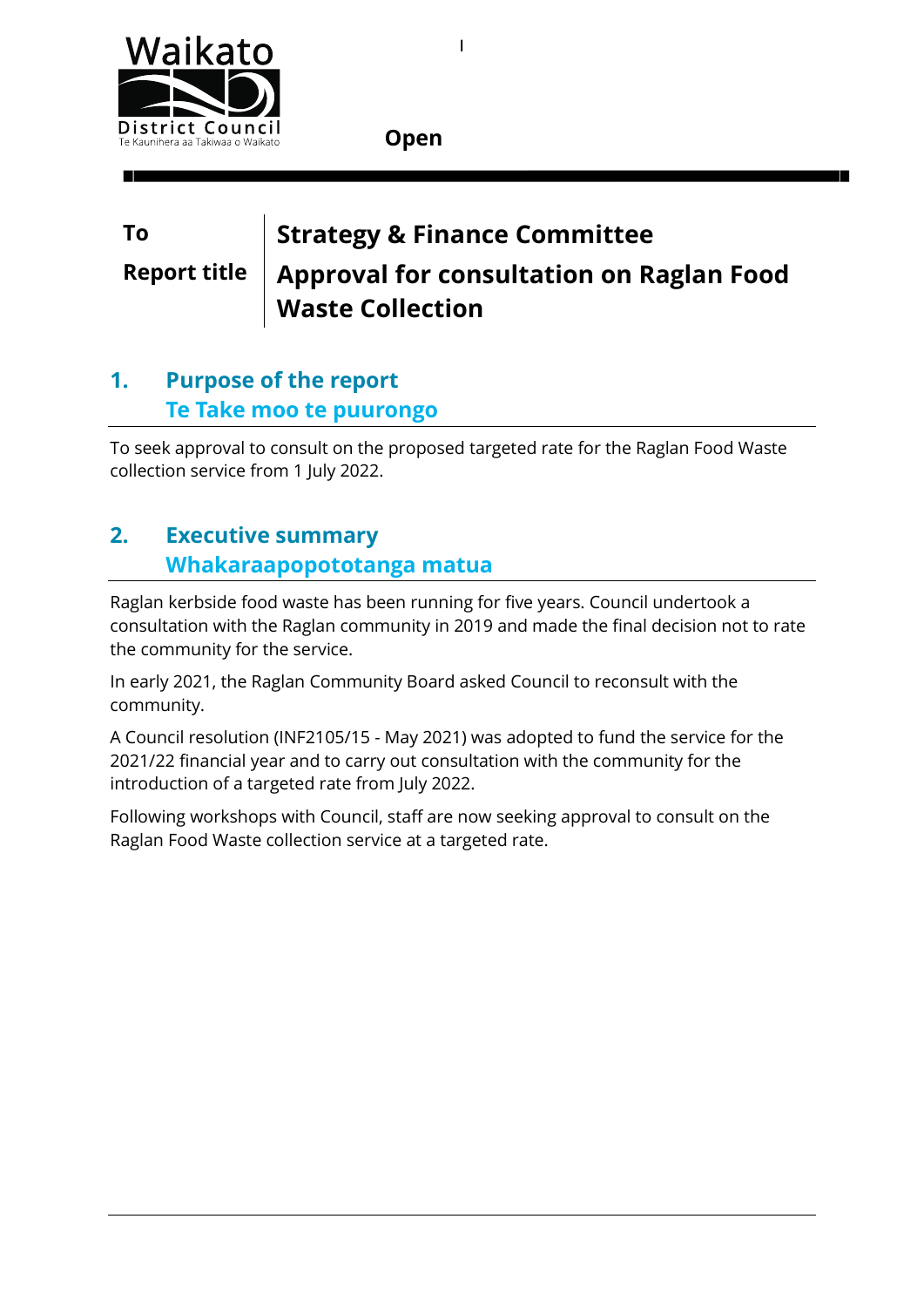**Open**

| | |
|---|---|
| **To** | **Strategy & Finance Committee** |
| **Report title** | **Approval for consultation on Raglan Food Waste Collection** |

## 1. Purpose of the report
## Te Take moo te puurongo

To seek approval to consult on the proposed targeted rate for the Raglan Food Waste collection service from 1 July 2022.

## 2. Executive summary
## Whakaraapopototanga matua

Raglan kerbside food waste has been running for five years. Council undertook a consultation with the Raglan community in 2019 and made the final decision not to rate the community for the service.

In early 2021, the Raglan Community Board asked Council to reconsult with the community.

A Council resolution (INF2105/15 - May 2021) was adopted to fund the service for the 2021/22 financial year and to carry out consultation with the community for the introduction of a targeted rate from July 2022.

Following workshops with Council, staff are now seeking approval to consult on the Raglan Food Waste collection service at a targeted rate.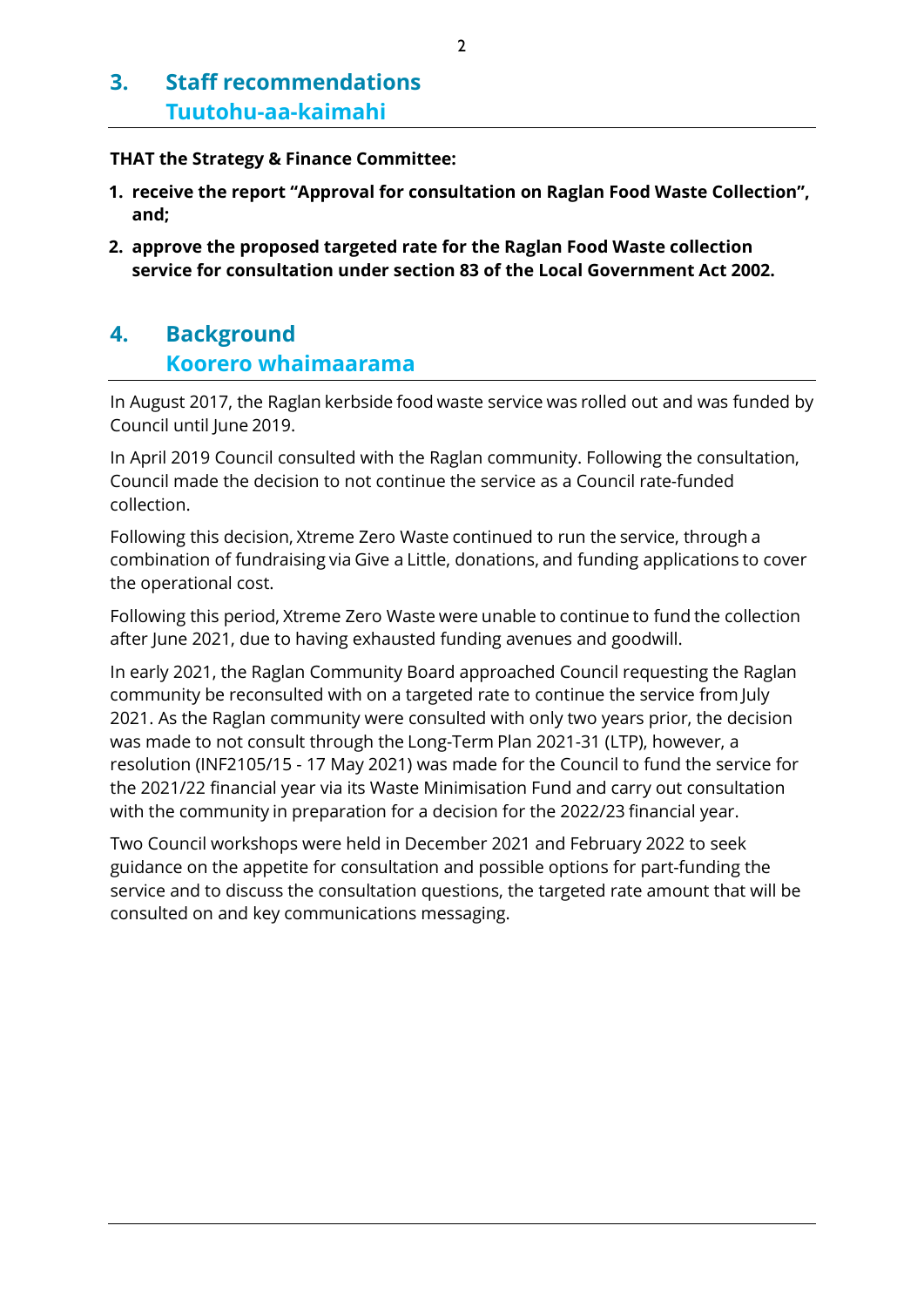## 3. Staff recommendations
## Tuutohu-aa-kaimahi

**THAT the Strategy & Finance Committee:**

1. **receive the report "Approval for consultation on Raglan Food Waste Collection", and;**
2. **approve the proposed targeted rate for the Raglan Food Waste collection service for consultation under section 83 of the Local Government Act 2002.**

## 4. Background
## Koorero whaimaarama

In August 2017, the Raglan kerbside food waste service was rolled out and was funded by Council until June 2019.

In April 2019 Council consulted with the Raglan community. Following the consultation, Council made the decision to not continue the service as a Council rate-funded collection.

Following this decision, Xtreme Zero Waste continued to run the service, through a combination of fundraising via Give a Little, donations, and funding applications to cover the operational cost.

Following this period, Xtreme Zero Waste were unable to continue to fund the collection after June 2021, due to having exhausted funding avenues and goodwill.

In early 2021, the Raglan Community Board approached Council requesting the Raglan community be reconsulted with on a targeted rate to continue the service from July 2021. As the Raglan community were consulted with only two years prior, the decision was made to not consult through the Long-Term Plan 2021-31 (LTP), however, a resolution (INF2105/15 - 17 May 2021) was made for the Council to fund the service for the 2021/22 financial year via its Waste Minimisation Fund and carry out consultation with the community in preparation for a decision for the 2022/23 financial year.

Two Council workshops were held in December 2021 and February 2022 to seek guidance on the appetite for consultation and possible options for part-funding the service and to discuss the consultation questions, the targeted rate amount that will be consulted on and key communications messaging.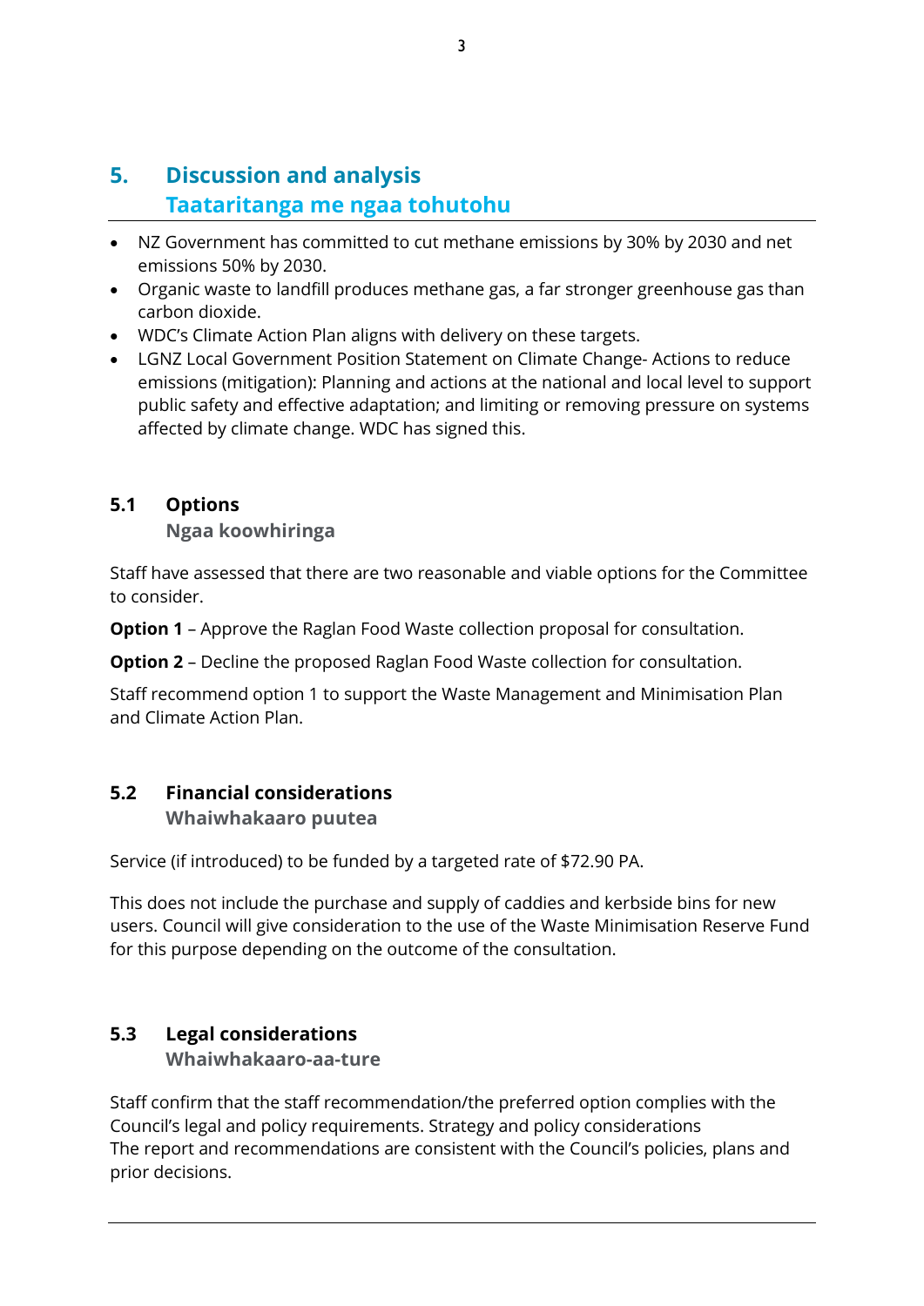## 5. Discussion and analysis
## Taataritanga me ngaa tohutohu

- NZ Government has committed to cut methane emissions by 30% by 2030 and net emissions 50% by 2030.
- Organic waste to landfill produces methane gas, a far stronger greenhouse gas than carbon dioxide.
- WDC's Climate Action Plan aligns with delivery on these targets.
- LGNZ Local Government Position Statement on Climate Change- Actions to reduce emissions (mitigation): Planning and actions at the national and local level to support public safety and effective adaptation; and limiting or removing pressure on systems affected by climate change. WDC has signed this.

### 5.1 Options
#### Ngaa koowhiringa

Staff have assessed that there are two reasonable and viable options for the Committee to consider.

**Option 1** – Approve the Raglan Food Waste collection proposal for consultation.

**Option 2** – Decline the proposed Raglan Food Waste collection for consultation.

Staff recommend option 1 to support the Waste Management and Minimisation Plan and Climate Action Plan.

### 5.2 Financial considerations
#### Whaiwhakaaro puutea

Service (if introduced) to be funded by a targeted rate of $72.90 PA.

This does not include the purchase and supply of caddies and kerbside bins for new users. Council will give consideration to the use of the Waste Minimisation Reserve Fund for this purpose depending on the outcome of the consultation.

### 5.3 Legal considerations
#### Whaiwhakaaro-aa-ture

Staff confirm that the staff recommendation/the preferred option complies with the Council's legal and policy requirements. Strategy and policy considerations
The report and recommendations are consistent with the Council's policies, plans and prior decisions.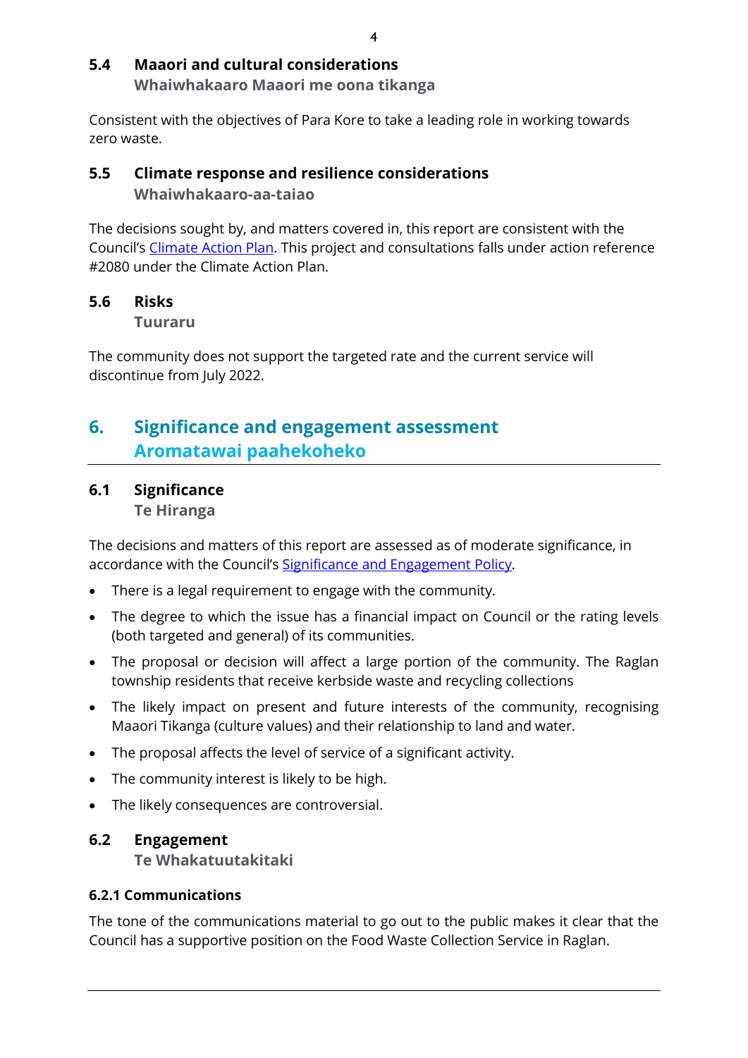### 5.4 Maaori and cultural considerations
**Whaiwhakaaro Maaori me oona tikanga**

Consistent with the objectives of Para Kore to take a leading role in working towards zero waste.

### 5.5 Climate response and resilience considerations
**Whaiwhakaaro-aa-taiao**

The decisions sought by, and matters covered in, this report are consistent with the Council's Climate Action Plan. This project and consultations falls under action reference #2080 under the Climate Action Plan.

### 5.6 Risks
**Tuuraru**

The community does not support the targeted rate and the current service will discontinue from July 2022.

## 6. Significance and engagement assessment
## Aromatawai paahekoheko

### 6.1 Significance
**Te Hiranga**

The decisions and matters of this report are assessed as of moderate significance, in accordance with the Council's Significance and Engagement Policy.

- There is a legal requirement to engage with the community.
- The degree to which the issue has a financial impact on Council or the rating levels (both targeted and general) of its communities.
- The proposal or decision will affect a large portion of the community. The Raglan township residents that receive kerbside waste and recycling collections
- The likely impact on present and future interests of the community, recognising Maaori Tikanga (culture values) and their relationship to land and water.
- The proposal affects the level of service of a significant activity.
- The community interest is likely to be high.
- The likely consequences are controversial.

### 6.2 Engagement
**Te Whakatuutakitaki**

#### 6.2.1 Communications

The tone of the communications material to go out to the public makes it clear that the Council has a supportive position on the Food Waste Collection Service in Raglan.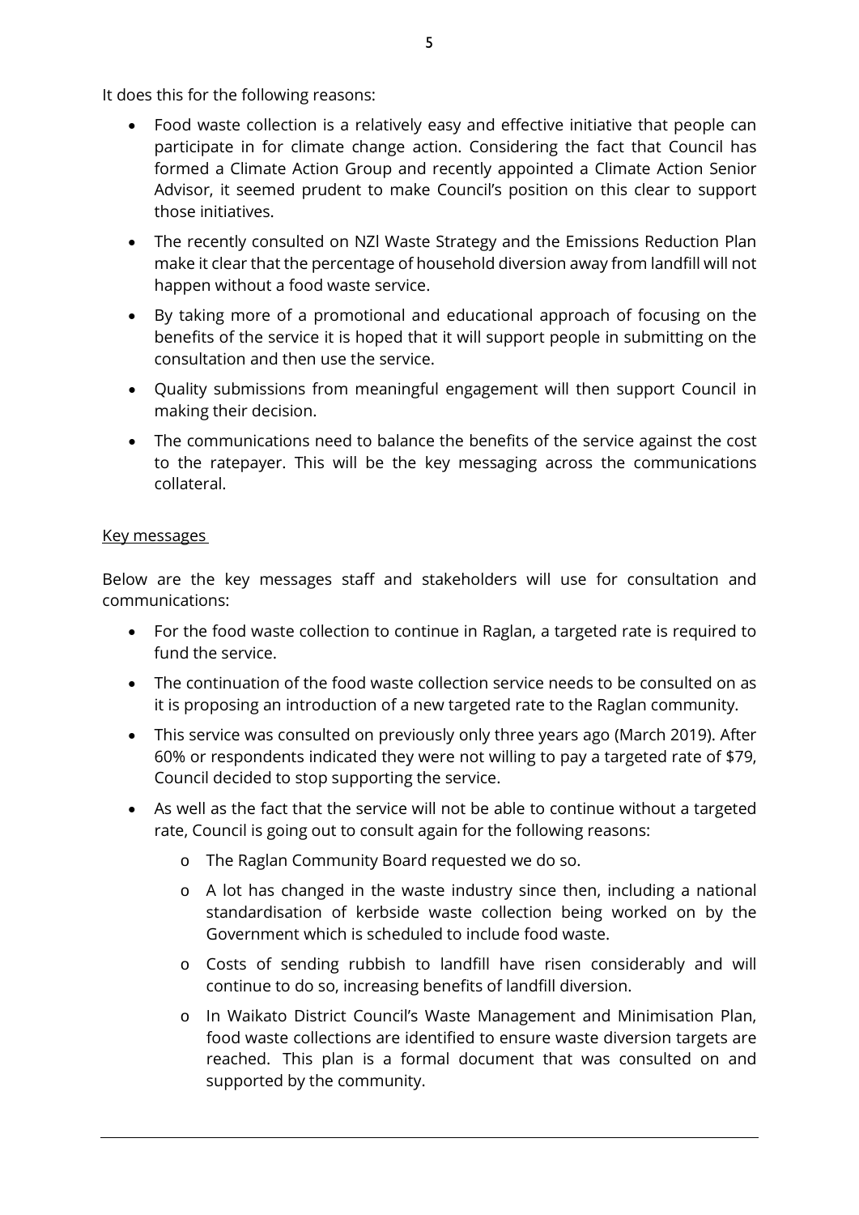It does this for the following reasons:

- Food waste collection is a relatively easy and effective initiative that people can participate in for climate change action. Considering the fact that Council has formed a Climate Action Group and recently appointed a Climate Action Senior Advisor, it seemed prudent to make Council's position on this clear to support those initiatives.
- The recently consulted on NZl Waste Strategy and the Emissions Reduction Plan make it clear that the percentage of household diversion away from landfill will not happen without a food waste service.
- By taking more of a promotional and educational approach of focusing on the benefits of the service it is hoped that it will support people in submitting on the consultation and then use the service.
- Quality submissions from meaningful engagement will then support Council in making their decision.
- The communications need to balance the benefits of the service against the cost to the ratepayer. This will be the key messaging across the communications collateral.

<u>Key messages</u>

Below are the key messages staff and stakeholders will use for consultation and communications:

- For the food waste collection to continue in Raglan, a targeted rate is required to fund the service.
- The continuation of the food waste collection service needs to be consulted on as it is proposing an introduction of a new targeted rate to the Raglan community.
- This service was consulted on previously only three years ago (March 2019). After 60% or respondents indicated they were not willing to pay a targeted rate of $79, Council decided to stop supporting the service.
- As well as the fact that the service will not be able to continue without a targeted rate, Council is going out to consult again for the following reasons:
  - The Raglan Community Board requested we do so.
  - A lot has changed in the waste industry since then, including a national standardisation of kerbside waste collection being worked on by the Government which is scheduled to include food waste.
  - Costs of sending rubbish to landfill have risen considerably and will continue to do so, increasing benefits of landfill diversion.
  - In Waikato District Council's Waste Management and Minimisation Plan, food waste collections are identified to ensure waste diversion targets are reached. This plan is a formal document that was consulted on and supported by the community.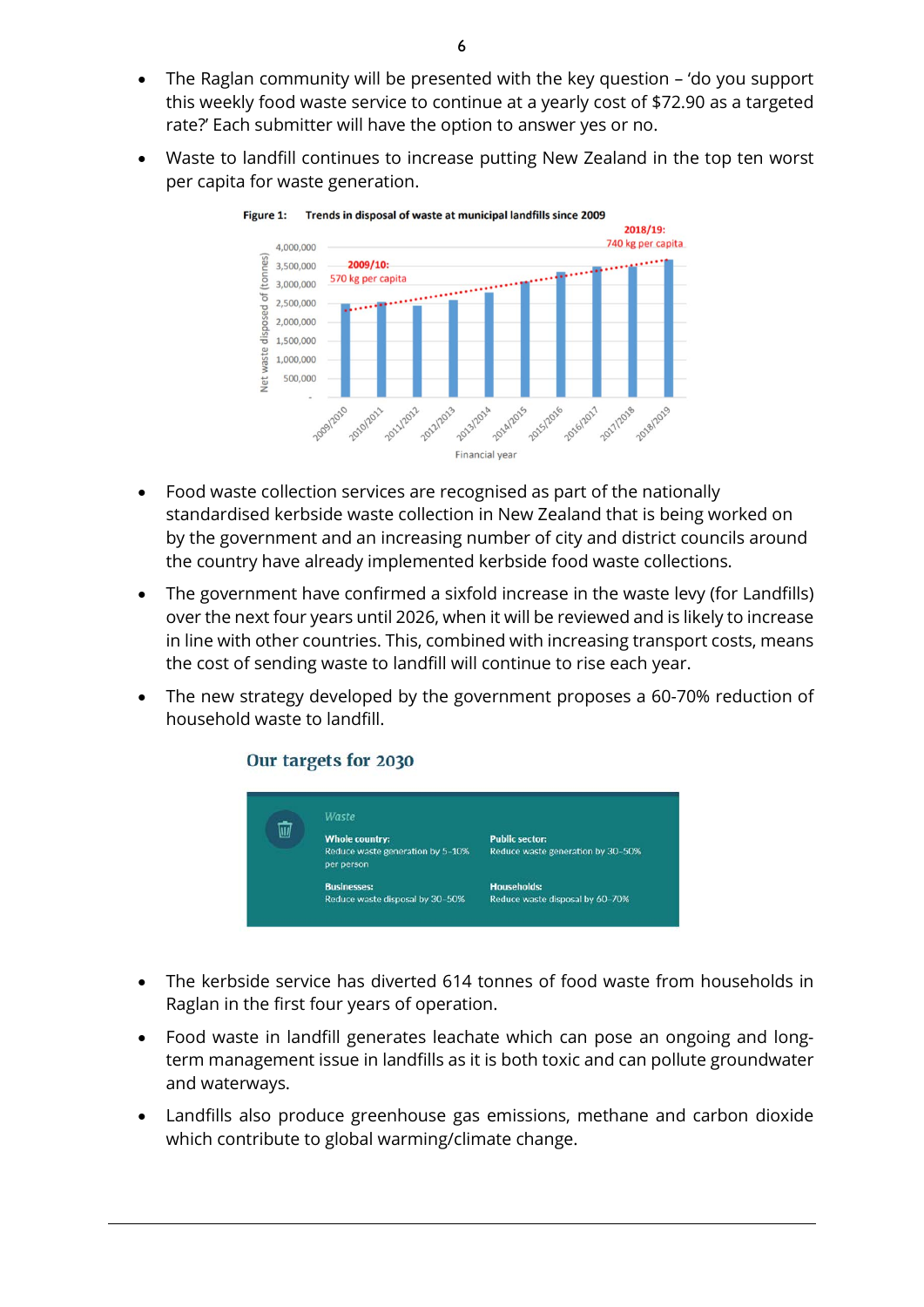- The Raglan community will be presented with the key question – 'do you support this weekly food waste service to continue at a yearly cost of $72.90 as a targeted rate?' Each submitter will have the option to answer yes or no.
- Waste to landfill continues to increase putting New Zealand in the top ten worst per capita for waste generation.

**Figure 1:** Trends in disposal of waste at municipal landfills since 2009

- Food waste collection services are recognised as part of the nationally standardised kerbside waste collection in New Zealand that is being worked on by the government and an increasing number of city and district councils around the country have already implemented kerbside food waste collections.
- The government have confirmed a sixfold increase in the waste levy (for Landfills) over the next four years until 2026, when it will be reviewed and is likely to increase in line with other countries. This, combined with increasing transport costs, means the cost of sending waste to landfill will continue to rise each year.
- The new strategy developed by the government proposes a 60-70% reduction of household waste to landfill.

### Our targets for 2030

*Waste*

| | |
|---|---|
| **Whole country:** Reduce waste generation by 5–10% per person | **Public sector:** Reduce waste generation by 30–50% |
| **Businesses:** Reduce waste disposal by 30–50% | **Households:** Reduce waste disposal by 60–70% |

- The kerbside service has diverted 614 tonnes of food waste from households in Raglan in the first four years of operation.
- Food waste in landfill generates leachate which can pose an ongoing and long-term management issue in landfills as it is both toxic and can pollute groundwater and waterways.
- Landfills also produce greenhouse gas emissions, methane and carbon dioxide which contribute to global warming/climate change.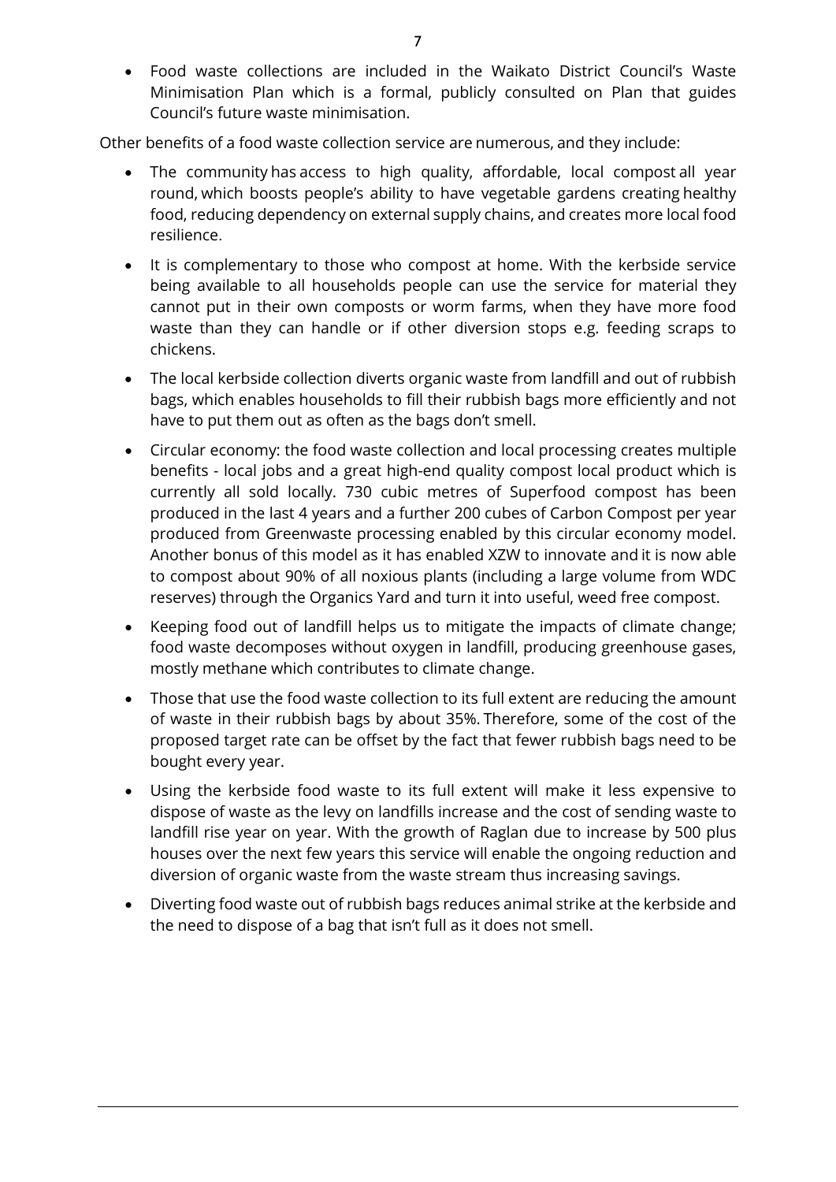- Food waste collections are included in the Waikato District Council's Waste Minimisation Plan which is a formal, publicly consulted on Plan that guides Council's future waste minimisation.

Other benefits of a food waste collection service are numerous, and they include:

- The community has access to high quality, affordable, local compost all year round, which boosts people's ability to have vegetable gardens creating healthy food, reducing dependency on external supply chains, and creates more local food resilience.
- It is complementary to those who compost at home. With the kerbside service being available to all households people can use the service for material they cannot put in their own composts or worm farms, when they have more food waste than they can handle or if other diversion stops e.g. feeding scraps to chickens.
- The local kerbside collection diverts organic waste from landfill and out of rubbish bags, which enables households to fill their rubbish bags more efficiently and not have to put them out as often as the bags don't smell.
- Circular economy: the food waste collection and local processing creates multiple benefits - local jobs and a great high-end quality compost local product which is currently all sold locally. 730 cubic metres of Superfood compost has been produced in the last 4 years and a further 200 cubes of Carbon Compost per year produced from Greenwaste processing enabled by this circular economy model. Another bonus of this model as it has enabled XZW to innovate and it is now able to compost about 90% of all noxious plants (including a large volume from WDC reserves) through the Organics Yard and turn it into useful, weed free compost.
- Keeping food out of landfill helps us to mitigate the impacts of climate change; food waste decomposes without oxygen in landfill, producing greenhouse gases, mostly methane which contributes to climate change.
- Those that use the food waste collection to its full extent are reducing the amount of waste in their rubbish bags by about 35%. Therefore, some of the cost of the proposed target rate can be offset by the fact that fewer rubbish bags need to be bought every year.
- Using the kerbside food waste to its full extent will make it less expensive to dispose of waste as the levy on landfills increase and the cost of sending waste to landfill rise year on year. With the growth of Raglan due to increase by 500 plus houses over the next few years this service will enable the ongoing reduction and diversion of organic waste from the waste stream thus increasing savings.
- Diverting food waste out of rubbish bags reduces animal strike at the kerbside and the need to dispose of a bag that isn't full as it does not smell.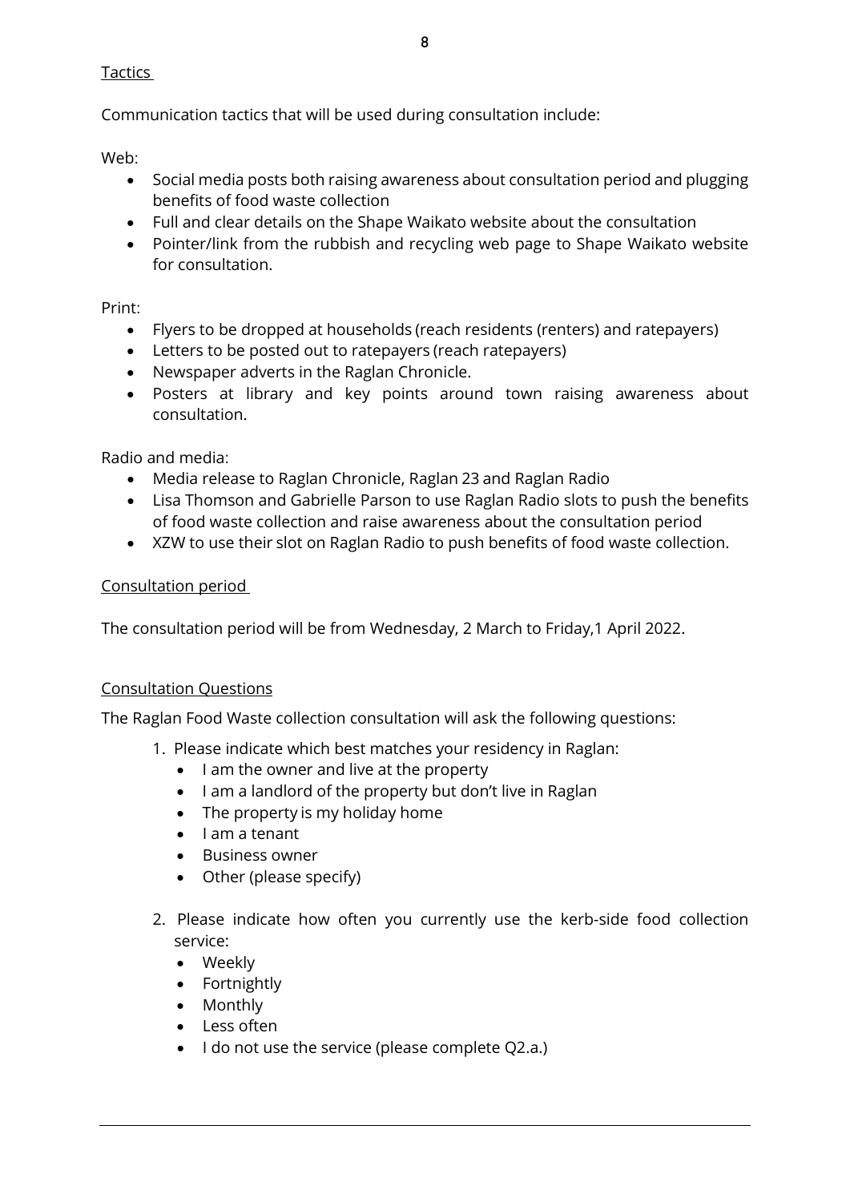## Tactics

Communication tactics that will be used during consultation include:

Web:

- Social media posts both raising awareness about consultation period and plugging benefits of food waste collection
- Full and clear details on the Shape Waikato website about the consultation
- Pointer/link from the rubbish and recycling web page to Shape Waikato website for consultation.

Print:

- Flyers to be dropped at households (reach residents (renters) and ratepayers)
- Letters to be posted out to ratepayers (reach ratepayers)
- Newspaper adverts in the Raglan Chronicle.
- Posters at library and key points around town raising awareness about consultation.

Radio and media:

- Media release to Raglan Chronicle, Raglan 23 and Raglan Radio
- Lisa Thomson and Gabrielle Parson to use Raglan Radio slots to push the benefits of food waste collection and raise awareness about the consultation period
- XZW to use their slot on Raglan Radio to push benefits of food waste collection.

## Consultation period

The consultation period will be from Wednesday, 2 March to Friday,1 April 2022.

## Consultation Questions

The Raglan Food Waste collection consultation will ask the following questions:

1. Please indicate which best matches your residency in Raglan:
   - I am the owner and live at the property
   - I am a landlord of the property but don't live in Raglan
   - The property is my holiday home
   - I am a tenant
   - Business owner
   - Other (please specify)
2. Please indicate how often you currently use the kerb-side food collection service:
   - Weekly
   - Fortnightly
   - Monthly
   - Less often
   - I do not use the service (please complete Q2.a.)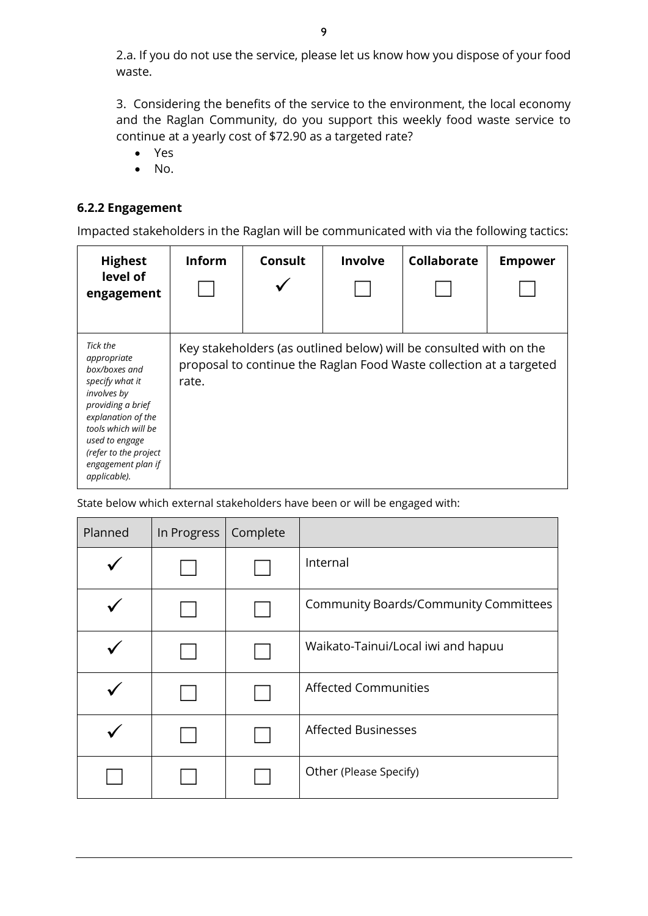2.a. If you do not use the service, please let us know how you dispose of your food waste.

3. Considering the benefits of the service to the environment, the local economy and the Raglan Community, do you support this weekly food waste service to continue at a yearly cost of $72.90 as a targeted rate?

- Yes
- No.

### 6.2.2 Engagement

Impacted stakeholders in the Raglan will be communicated with via the following tactics:

| **Highest level of engagement** | **Inform** ☐ | **Consult** ✓ | **Involve** ☐ | **Collaborate** ☐ | **Empower** ☐ |
|---|---|---|---|---|---|
| *Tick the appropriate box/boxes and specify what it involves by providing a brief explanation of the tools which will be used to engage (refer to the project engagement plan if applicable).* | Key stakeholders (as outlined below) will be consulted with on the proposal to continue the Raglan Food Waste collection at a targeted rate. | | | | |

State below which external stakeholders have been or will be engaged with:

| Planned | In Progress | Complete | |
|---|---|---|---|
| ✓ | ☐ | ☐ | Internal |
| ✓ | ☐ | ☐ | Community Boards/Community Committees |
| ✓ | ☐ | ☐ | Waikato-Tainui/Local iwi and hapuu |
| ✓ | ☐ | ☐ | Affected Communities |
| ✓ | ☐ | ☐ | Affected Businesses |
| ☐ | ☐ | ☐ | Other (Please Specify) |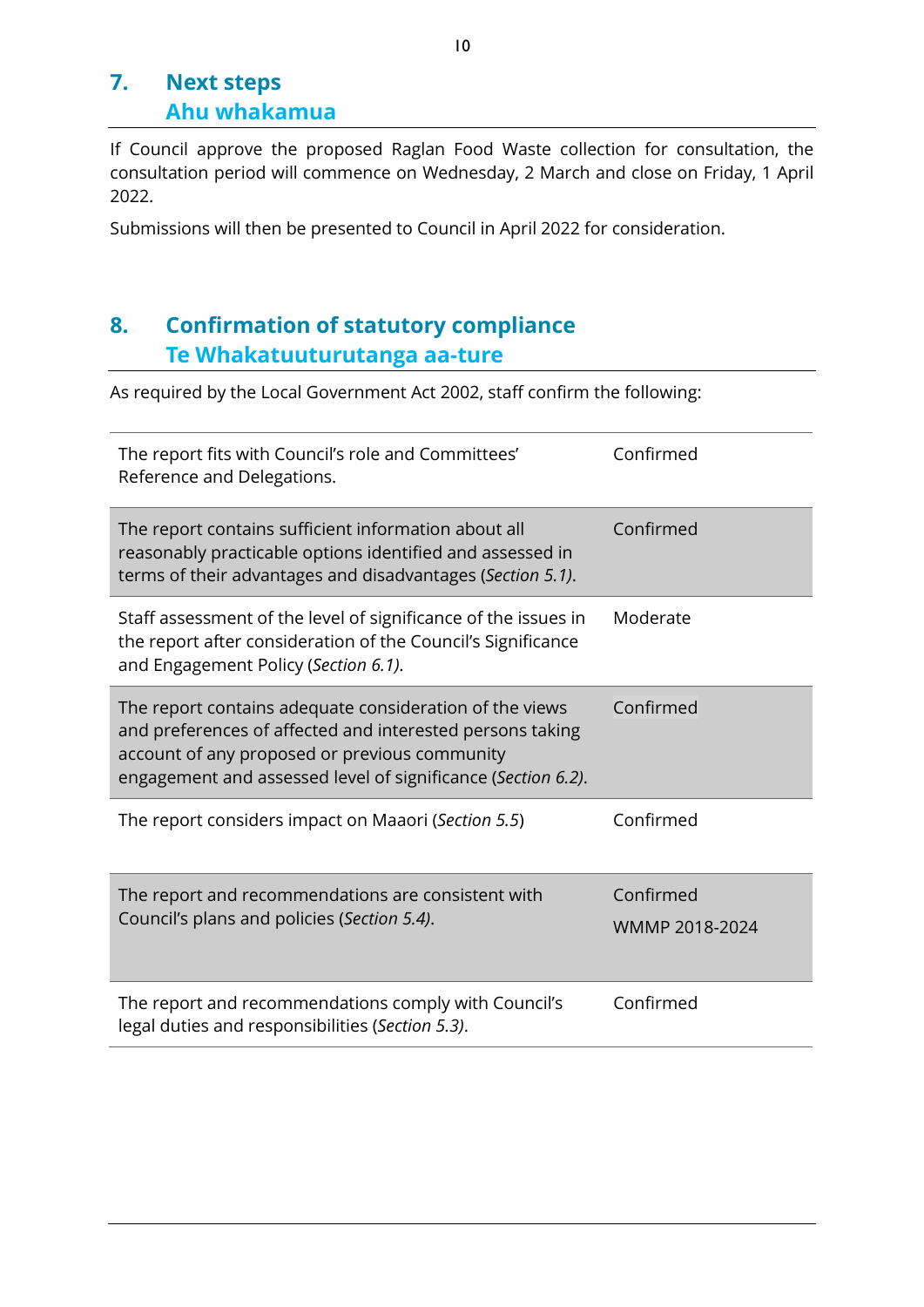## 7. Next steps
## Ahu whakamua

If Council approve the proposed Raglan Food Waste collection for consultation, the consultation period will commence on Wednesday, 2 March and close on Friday, 1 April 2022.

Submissions will then be presented to Council in April 2022 for consideration.

## 8. Confirmation of statutory compliance
## Te Whakatuuturutanga aa-ture

As required by the Local Government Act 2002, staff confirm the following:

| | |
|---|---|
| The report fits with Council's role and Committees' Reference and Delegations. | Confirmed |
| The report contains sufficient information about all reasonably practicable options identified and assessed in terms of their advantages and disadvantages (*Section 5.1)*. | Confirmed |
| Staff assessment of the level of significance of the issues in the report after consideration of the Council's Significance and Engagement Policy (*Section 6.1)*. | Moderate |
| The report contains adequate consideration of the views and preferences of affected and interested persons taking account of any proposed or previous community engagement and assessed level of significance (*Section 6.2)*. | Confirmed |
| The report considers impact on Maaori (*Section 5.5*) | Confirmed |
| The report and recommendations are consistent with Council's plans and policies (*Section 5.4)*. | Confirmed<br>WMMP 2018-2024 |
| The report and recommendations comply with Council's legal duties and responsibilities (*Section 5.3)*. | Confirmed |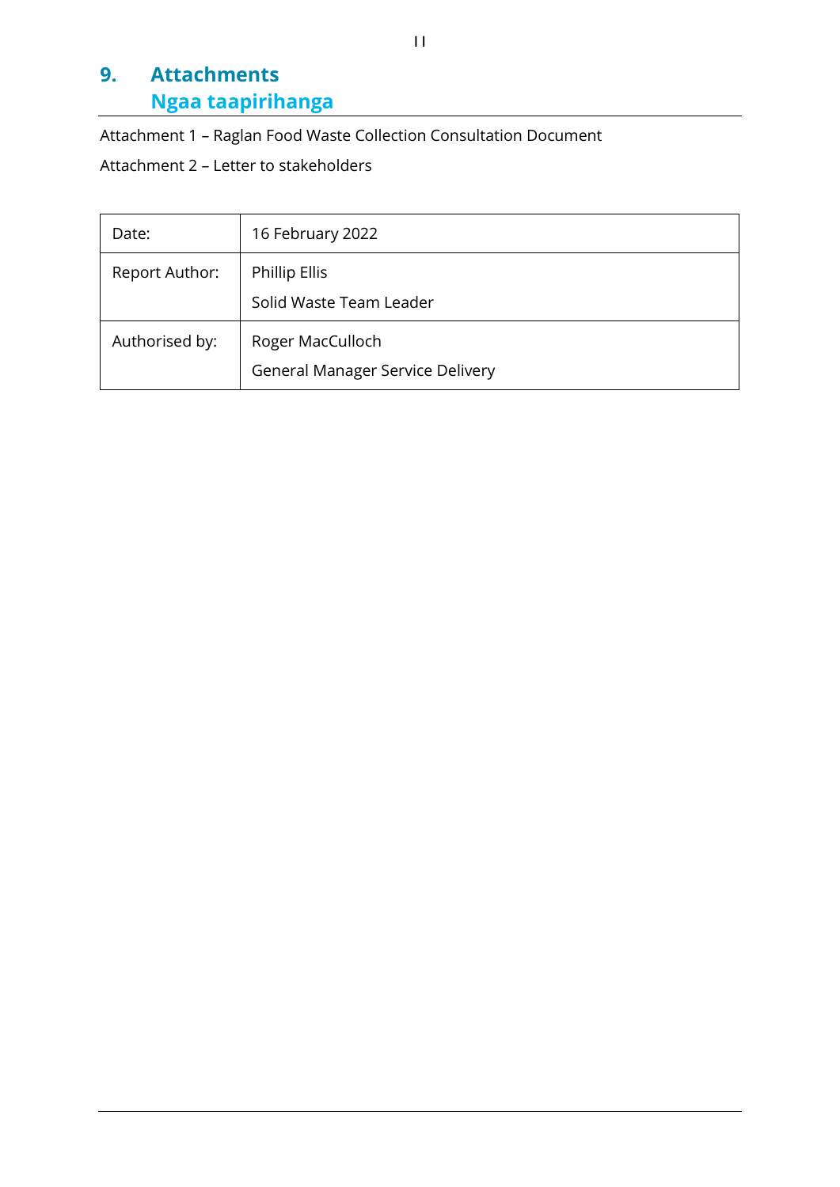## 9. Attachments
## Ngaa taapirihanga

Attachment 1 – Raglan Food Waste Collection Consultation Document

Attachment 2 – Letter to stakeholders

| | |
|---|---|
| Date: | 16 February 2022 |
| Report Author: | Phillip Ellis<br>Solid Waste Team Leader |
| Authorised by: | Roger MacCulloch<br>General Manager Service Delivery |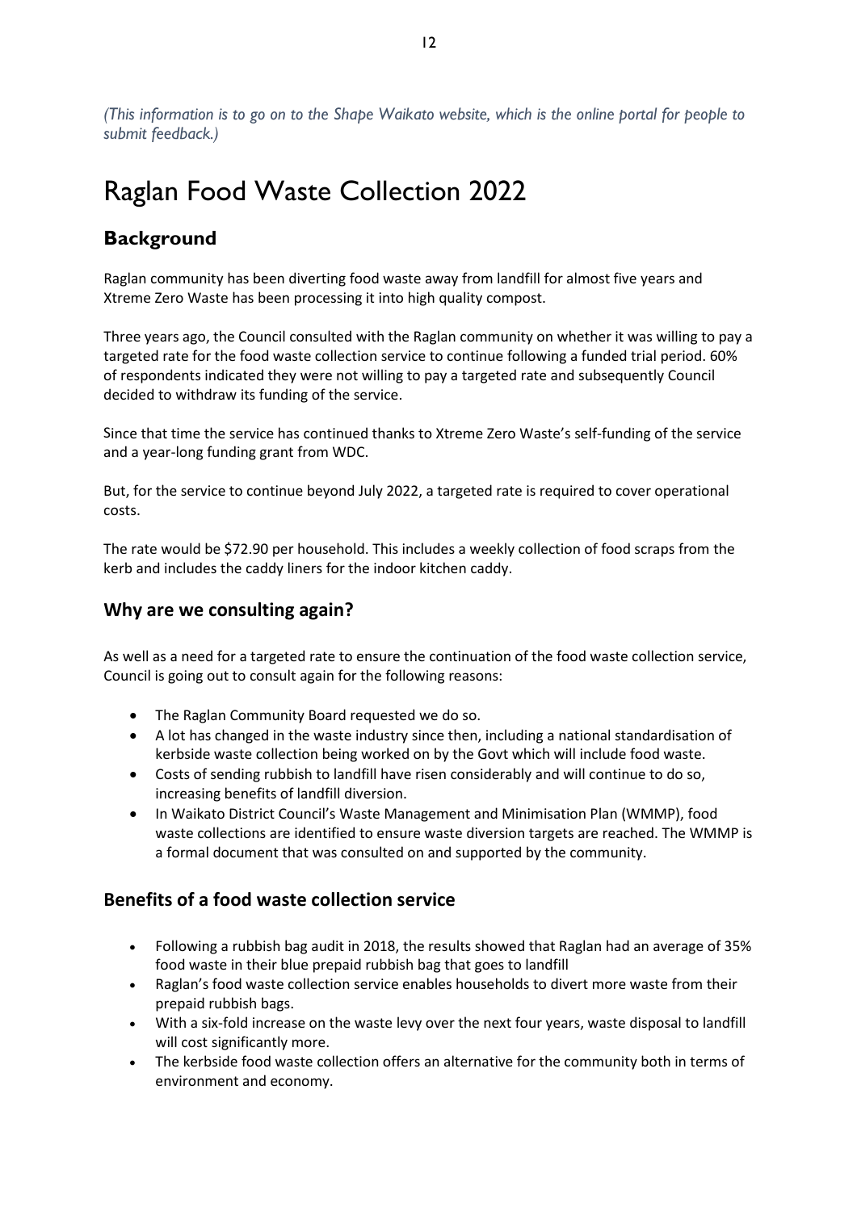*(This information is to go on to the Shape Waikato website, which is the online portal for people to submit feedback.)*

# Raglan Food Waste Collection 2022

## Background

Raglan community has been diverting food waste away from landfill for almost five years and Xtreme Zero Waste has been processing it into high quality compost.

Three years ago, the Council consulted with the Raglan community on whether it was willing to pay a targeted rate for the food waste collection service to continue following a funded trial period. 60% of respondents indicated they were not willing to pay a targeted rate and subsequently Council decided to withdraw its funding of the service.

Since that time the service has continued thanks to Xtreme Zero Waste's self-funding of the service and a year-long funding grant from WDC.

But, for the service to continue beyond July 2022, a targeted rate is required to cover operational costs.

The rate would be $72.90 per household. This includes a weekly collection of food scraps from the kerb and includes the caddy liners for the indoor kitchen caddy.

## Why are we consulting again?

As well as a need for a targeted rate to ensure the continuation of the food waste collection service, Council is going out to consult again for the following reasons:

- The Raglan Community Board requested we do so.
- A lot has changed in the waste industry since then, including a national standardisation of kerbside waste collection being worked on by the Govt which will include food waste.
- Costs of sending rubbish to landfill have risen considerably and will continue to do so, increasing benefits of landfill diversion.
- In Waikato District Council's Waste Management and Minimisation Plan (WMMP), food waste collections are identified to ensure waste diversion targets are reached. The WMMP is a formal document that was consulted on and supported by the community.

## Benefits of a food waste collection service

- Following a rubbish bag audit in 2018, the results showed that Raglan had an average of 35% food waste in their blue prepaid rubbish bag that goes to landfill
- Raglan's food waste collection service enables households to divert more waste from their prepaid rubbish bags.
- With a six-fold increase on the waste levy over the next four years, waste disposal to landfill will cost significantly more.
- The kerbside food waste collection offers an alternative for the community both in terms of environment and economy.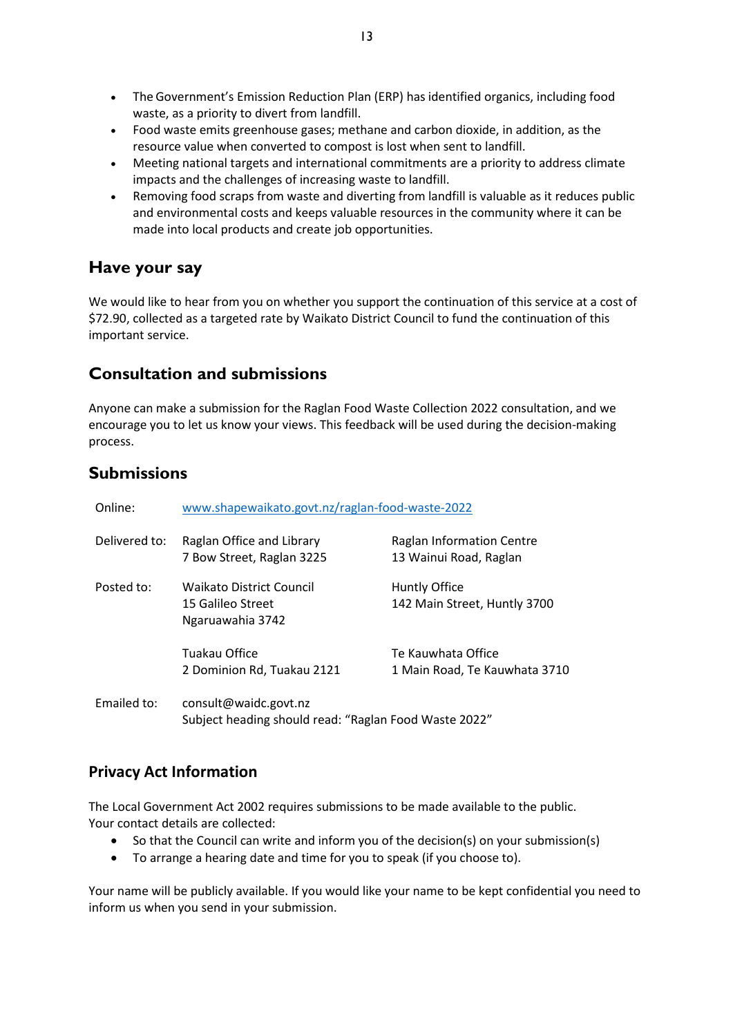- The Government's Emission Reduction Plan (ERP) has identified organics, including food waste, as a priority to divert from landfill.
- Food waste emits greenhouse gases; methane and carbon dioxide, in addition, as the resource value when converted to compost is lost when sent to landfill.
- Meeting national targets and international commitments are a priority to address climate impacts and the challenges of increasing waste to landfill.
- Removing food scraps from waste and diverting from landfill is valuable as it reduces public and environmental costs and keeps valuable resources in the community where it can be made into local products and create job opportunities.

## Have your say

We would like to hear from you on whether you support the continuation of this service at a cost of $72.90, collected as a targeted rate by Waikato District Council to fund the continuation of this important service.

## Consultation and submissions

Anyone can make a submission for the Raglan Food Waste Collection 2022 consultation, and we encourage you to let us know your views. This feedback will be used during the decision-making process.

## Submissions

| | | |
|---|---|---|
| Online: | [www.shapewaikato.govt.nz/raglan-food-waste-2022](www.shapewaikato.govt.nz/raglan-food-waste-2022) | |
| Delivered to: | Raglan Office and Library<br>7 Bow Street, Raglan 3225 | Raglan Information Centre<br>13 Wainui Road, Raglan |
| Posted to: | Waikato District Council<br>15 Galileo Street<br>Ngaruawahia 3742 | Huntly Office<br>142 Main Street, Huntly 3700 |
| | Tuakau Office<br>2 Dominion Rd, Tuakau 2121 | Te Kauwhata Office<br>1 Main Road, Te Kauwhata 3710 |
| Emailed to: | consult@waidc.govt.nz<br>Subject heading should read: "Raglan Food Waste 2022" | |

## Privacy Act Information

The Local Government Act 2002 requires submissions to be made available to the public.
Your contact details are collected:

- So that the Council can write and inform you of the decision(s) on your submission(s)
- To arrange a hearing date and time for you to speak (if you choose to).

Your name will be publicly available. If you would like your name to be kept confidential you need to inform us when you send in your submission.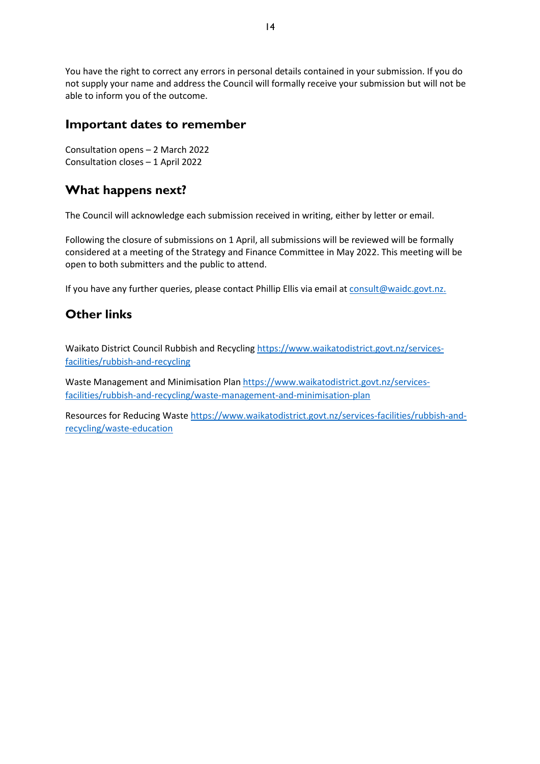You have the right to correct any errors in personal details contained in your submission. If you do not supply your name and address the Council will formally receive your submission but will not be able to inform you of the outcome.

## Important dates to remember

Consultation opens – 2 March 2022
Consultation closes – 1 April 2022

## What happens next?

The Council will acknowledge each submission received in writing, either by letter or email.

Following the closure of submissions on 1 April, all submissions will be reviewed will be formally considered at a meeting of the Strategy and Finance Committee in May 2022. This meeting will be open to both submitters and the public to attend.

If you have any further queries, please contact Phillip Ellis via email at consult@waidc.govt.nz.

## Other links

Waikato District Council Rubbish and Recycling https://www.waikatodistrict.govt.nz/services-facilities/rubbish-and-recycling

Waste Management and Minimisation Plan https://www.waikatodistrict.govt.nz/services-facilities/rubbish-and-recycling/waste-management-and-minimisation-plan

Resources for Reducing Waste https://www.waikatodistrict.govt.nz/services-facilities/rubbish-and-recycling/waste-education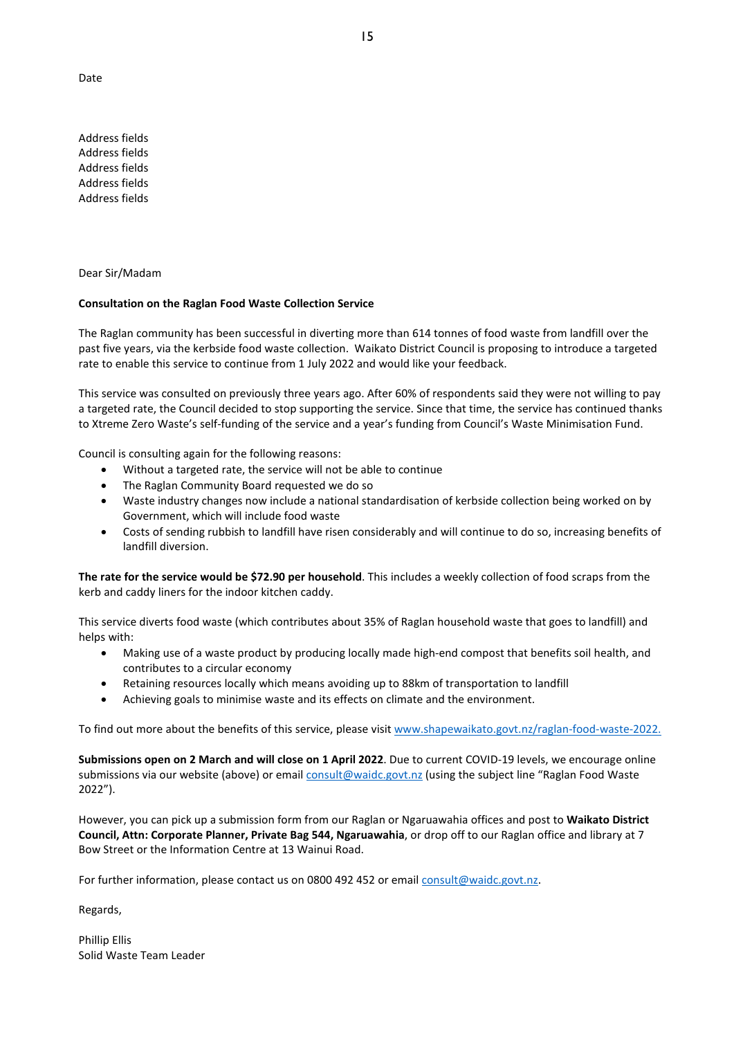Date

Address fields
Address fields
Address fields
Address fields
Address fields

Dear Sir/Madam

**Consultation on the Raglan Food Waste Collection Service**

The Raglan community has been successful in diverting more than 614 tonnes of food waste from landfill over the past five years, via the kerbside food waste collection. Waikato District Council is proposing to introduce a targeted rate to enable this service to continue from 1 July 2022 and would like your feedback.

This service was consulted on previously three years ago. After 60% of respondents said they were not willing to pay a targeted rate, the Council decided to stop supporting the service. Since that time, the service has continued thanks to Xtreme Zero Waste's self-funding of the service and a year's funding from Council's Waste Minimisation Fund.

Council is consulting again for the following reasons:

- Without a targeted rate, the service will not be able to continue
- The Raglan Community Board requested we do so
- Waste industry changes now include a national standardisation of kerbside collection being worked on by Government, which will include food waste
- Costs of sending rubbish to landfill have risen considerably and will continue to do so, increasing benefits of landfill diversion.

**The rate for the service would be $72.90 per household**. This includes a weekly collection of food scraps from the kerb and caddy liners for the indoor kitchen caddy.

This service diverts food waste (which contributes about 35% of Raglan household waste that goes to landfill) and helps with:

- Making use of a waste product by producing locally made high-end compost that benefits soil health, and contributes to a circular economy
- Retaining resources locally which means avoiding up to 88km of transportation to landfill
- Achieving goals to minimise waste and its effects on climate and the environment.

To find out more about the benefits of this service, please visit www.shapewaikato.govt.nz/raglan-food-waste-2022.

**Submissions open on 2 March and will close on 1 April 2022**. Due to current COVID-19 levels, we encourage online submissions via our website (above) or email consult@waidc.govt.nz (using the subject line "Raglan Food Waste 2022").

However, you can pick up a submission form from our Raglan or Ngaruawahia offices and post to **Waikato District Council, Attn: Corporate Planner, Private Bag 544, Ngaruawahia**, or drop off to our Raglan office and library at 7 Bow Street or the Information Centre at 13 Wainui Road.

For further information, please contact us on 0800 492 452 or email consult@waidc.govt.nz.

Regards,

Phillip Ellis
Solid Waste Team Leader